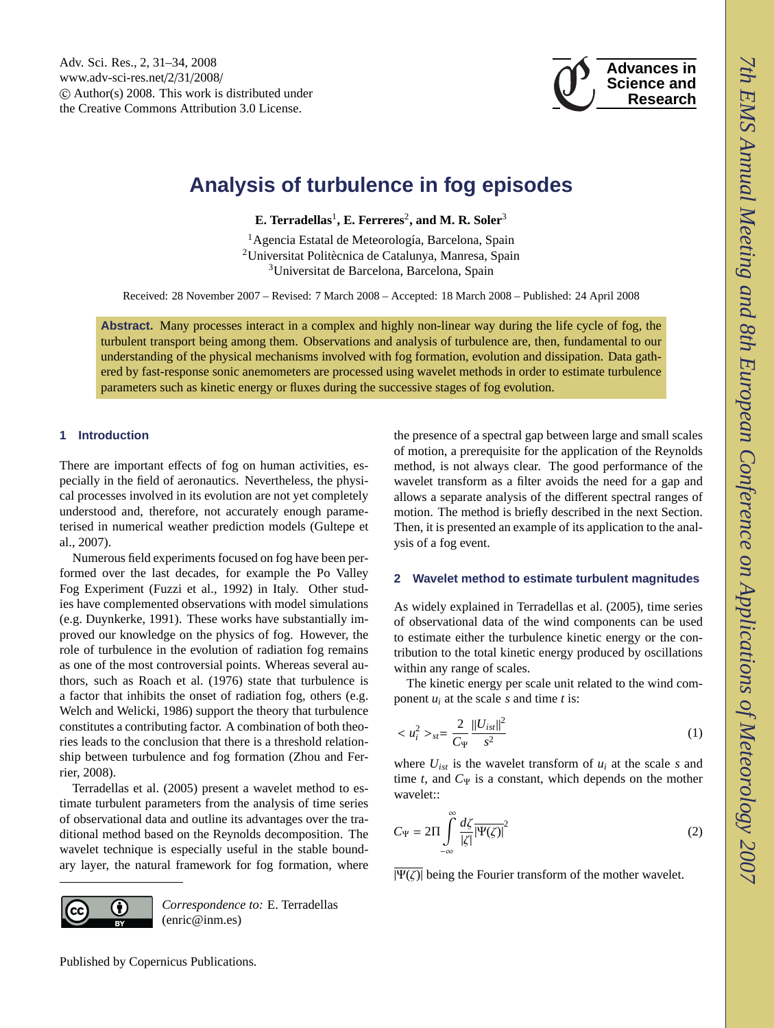# Analysis of turbulence in fog episodes

**E. Terradellas**[1], **E. Ferreres**[2], **and M. R. Soler**[3]

[1]Agencia Estatal de Meteorología, Barcelona, Spain
[2]Universitat Politècnica de Catalunya, Manresa, Spain
[3]Universitat de Barcelona, Barcelona, Spain

Received: 28 November 2007 – Revised: 7 March 2008 – Accepted: 18 March 2008 – Published: 24 April 2008

**Abstract.** Many processes interact in a complex and highly non-linear way during the life cycle of fog, the turbulent transport being among them. Observations and analysis of turbulence are, then, fundamental to our understanding of the physical mechanisms involved with fog formation, evolution and dissipation. Data gathered by fast-response sonic anemometers are processed using wavelet methods in order to estimate turbulence parameters such as kinetic energy or fluxes during the successive stages of fog evolution.

## 1 Introduction

There are important effects of fog on human activities, especially in the field of aeronautics. Nevertheless, the physical processes involved in its evolution are not yet completely understood and, therefore, not accurately enough parameterised in numerical weather prediction models (Gultepe et al., 2007).

Numerous field experiments focused on fog have been performed over the last decades, for example the Po Valley Fog Experiment (Fuzzi et al., 1992) in Italy. Other studies have complemented observations with model simulations (e.g. Duynkerke, 1991). These works have substantially improved our knowledge on the physics of fog. However, the role of turbulence in the evolution of radiation fog remains as one of the most controversial points. Whereas several authors, such as Roach et al. (1976) state that turbulence is a factor that inhibits the onset of radiation fog, others (e.g. Welch and Welicki, 1986) support the theory that turbulence constitutes a contributing factor. A combination of both theories leads to the conclusion that there is a threshold relationship between turbulence and fog formation (Zhou and Ferrier, 2008).

Terradellas et al. (2005) present a wavelet method to estimate turbulent parameters from the analysis of time series of observational data and outline its advantages over the traditional method based on the Reynolds decomposition. The wavelet technique is especially useful in the stable boundary layer, the natural framework for fog formation, where the presence of a spectral gap between large and small scales of motion, a prerequisite for the application of the Reynolds method, is not always clear. The good performance of the wavelet transform as a filter avoids the need for a gap and allows a separate analysis of the different spectral ranges of motion. The method is briefly described in the next Section. Then, it is presented an example of its application to the analysis of a fog event.

## 2 Wavelet method to estimate turbulent magnitudes

As widely explained in Terradellas et al. (2005), time series of observational data of the wind components can be used to estimate either the turbulence kinetic energy or the contribution to the total kinetic energy produced by oscillations within any range of scales.

The kinetic energy per scale unit related to the wind component $u_i$ at the scale $s$ and time $t$ is:

$$< u_i^2 >_{st} = \frac{2}{C_\Psi} \frac{\|U_{ist}\|^2}{s^2} \tag{1}$$

where $U_{ist}$ is the wavelet transform of $u_i$ at the scale $s$ and time $t$, and $C_\Psi$ is a constant, which depends on the mother wavelet::

$$C_\Psi = 2\Pi \int_{-\infty}^{\infty} \frac{d\zeta}{|\zeta|} \overline{|\Psi(\zeta)|}^2 \tag{2}$$

$\overline{|\Psi(\zeta)|}$ being the Fourier transform of the mother wavelet.

*Correspondence to:* E. Terradellas (enric@inm.es)

Published by Copernicus Publications.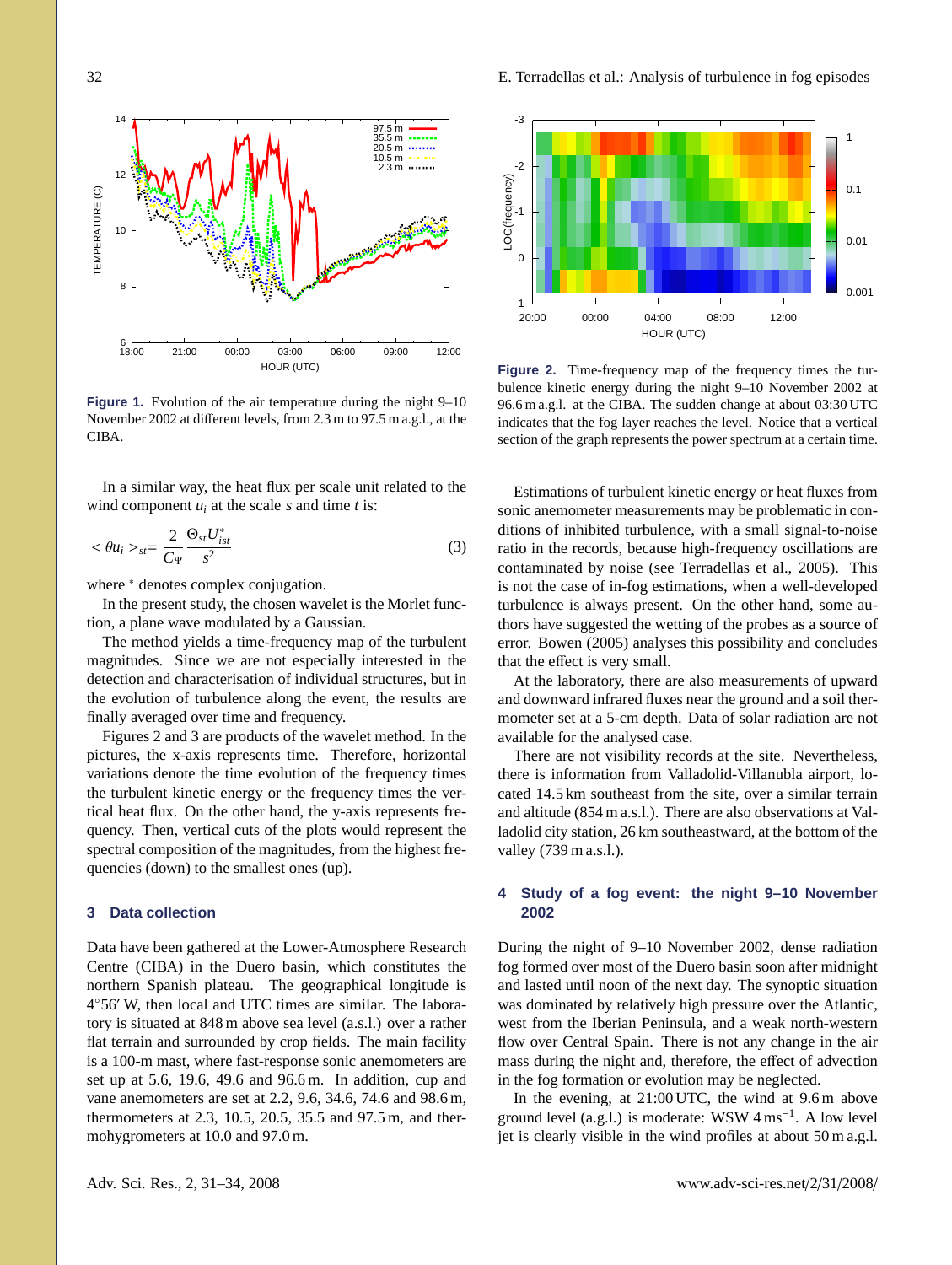Figure 1. Evolution of the air temperature during the night 9–10 November 2002 at different levels, from 2.3 m to 97.5 m a.g.l., at the CIBA.

Figure 2. Time-frequency map of the frequency times the turbulence kinetic energy during the night 9–10 November 2002 at 96.6 m a.g.l. at the CIBA. The sudden change at about 03:30 UTC indicates that the fog layer reaches the level. Notice that a vertical section of the graph represents the power spectrum at a certain time.

In a similar way, the heat flux per scale unit related to the wind component $u_i$ at the scale $s$ and time $t$ is:

$$< \theta u_i >_{st} = \frac{2}{C_\Psi} \frac{\Theta_{st} U^*_{ist}}{s^2} \tag{3}$$

where $^*$ denotes complex conjugation.

In the present study, the chosen wavelet is the Morlet function, a plane wave modulated by a Gaussian.

The method yields a time-frequency map of the turbulent magnitudes. Since we are not especially interested in the detection and characterisation of individual structures, but in the evolution of turbulence along the event, the results are finally averaged over time and frequency.

Figures 2 and 3 are products of the wavelet method. In the pictures, the x-axis represents time. Therefore, horizontal variations denote the time evolution of the frequency times the turbulent kinetic energy or the frequency times the vertical heat flux. On the other hand, the y-axis represents frequency. Then, vertical cuts of the plots would represent the spectral composition of the magnitudes, from the highest frequencies (down) to the smallest ones (up).

## 3 Data collection

Data have been gathered at the Lower-Atmosphere Research Centre (CIBA) in the Duero basin, which constitutes the northern Spanish plateau. The geographical longitude is 4°56′ W, then local and UTC times are similar. The laboratory is situated at 848 m above sea level (a.s.l.) over a rather flat terrain and surrounded by crop fields. The main facility is a 100-m mast, where fast-response sonic anemometers are set up at 5.6, 19.6, 49.6 and 96.6 m. In addition, cup and vane anemometers are set at 2.2, 9.6, 34.6, 74.6 and 98.6 m, thermometers at 2.3, 10.5, 20.5, 35.5 and 97.5 m, and thermohygrometers at 10.0 and 97.0 m.

Estimations of turbulent kinetic energy or heat fluxes from sonic anemometer measurements may be problematic in conditions of inhibited turbulence, with a small signal-to-noise ratio in the records, because high-frequency oscillations are contaminated by noise (see Terradellas et al., 2005). This is not the case of in-fog estimations, when a well-developed turbulence is always present. On the other hand, some authors have suggested the wetting of the probes as a source of error. Bowen (2005) analyses this possibility and concludes that the effect is very small.

At the laboratory, there are also measurements of upward and downward infrared fluxes near the ground and a soil thermometer set at a 5-cm depth. Data of solar radiation are not available for the analysed case.

There are not visibility records at the site. Nevertheless, there is information from Valladolid-Villanubla airport, located 14.5 km southeast from the site, over a similar terrain and altitude (854 m a.s.l.). There are also observations at Valladolid city station, 26 km southeastward, at the bottom of the valley (739 m a.s.l.).

## 4 Study of a fog event: the night 9–10 November 2002

During the night of 9–10 November 2002, dense radiation fog formed over most of the Duero basin soon after midnight and lasted until noon of the next day. The synoptic situation was dominated by relatively high pressure over the Atlantic, west from the Iberian Peninsula, and a weak north-western flow over Central Spain. There is not any change in the air mass during the night and, therefore, the effect of advection in the fog formation or evolution may be neglected.

In the evening, at 21:00 UTC, the wind at 9.6 m above ground level (a.g.l.) is moderate: WSW 4 $\mathrm{m\,s^{-1}}$. A low level jet is clearly visible in the wind profiles at about 50 m a.g.l.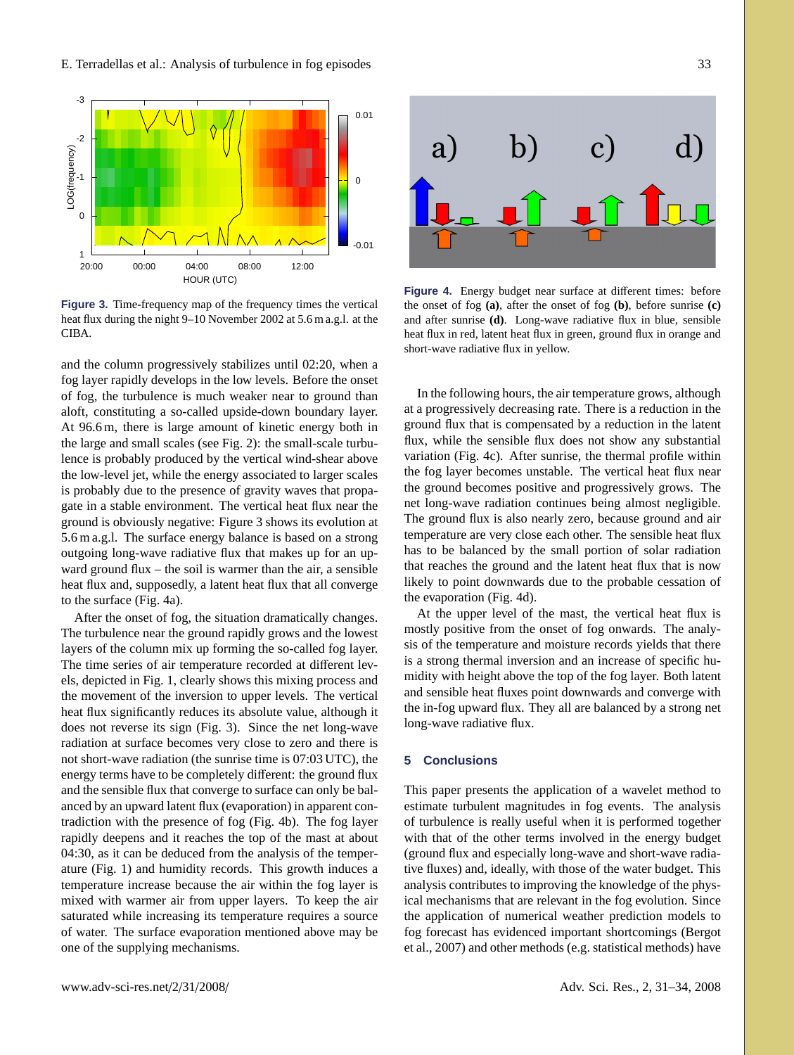**Figure 3.** Time-frequency map of the frequency times the vertical heat flux during the night 9–10 November 2002 at 5.6 m a.g.l. at the CIBA.

and the column progressively stabilizes until 02:20, when a fog layer rapidly develops in the low levels. Before the onset of fog, the turbulence is much weaker near to ground than aloft, constituting a so-called upside-down boundary layer. At 96.6 m, there is large amount of kinetic energy both in the large and small scales (see Fig. 2): the small-scale turbulence is probably produced by the vertical wind-shear above the low-level jet, while the energy associated to larger scales is probably due to the presence of gravity waves that propagate in a stable environment. The vertical heat flux near the ground is obviously negative: Figure 3 shows its evolution at 5.6 m a.g.l. The surface energy balance is based on a strong outgoing long-wave radiative flux that makes up for an upward ground flux – the soil is warmer than the air, a sensible heat flux and, supposedly, a latent heat flux that all converge to the surface (Fig. 4a).

After the onset of fog, the situation dramatically changes. The turbulence near the ground rapidly grows and the lowest layers of the column mix up forming the so-called fog layer. The time series of air temperature recorded at different levels, depicted in Fig. 1, clearly shows this mixing process and the movement of the inversion to upper levels. The vertical heat flux significantly reduces its absolute value, although it does not reverse its sign (Fig. 3). Since the net long-wave radiation at surface becomes very close to zero and there is not short-wave radiation (the sunrise time is 07:03 UTC), the energy terms have to be completely different: the ground flux and the sensible flux that converge to surface can only be balanced by an upward latent flux (evaporation) in apparent contradiction with the presence of fog (Fig. 4b). The fog layer rapidly deepens and it reaches the top of the mast at about 04:30, as it can be deduced from the analysis of the temperature (Fig. 1) and humidity records. This growth induces a temperature increase because the air within the fog layer is mixed with warmer air from upper layers. To keep the air saturated while increasing its temperature requires a source of water. The surface evaporation mentioned above may be one of the supplying mechanisms.

**Figure 4.** Energy budget near surface at different times: before the onset of fog **(a)**, after the onset of fog **(b)**, before sunrise **(c)** and after sunrise **(d)**. Long-wave radiative flux in blue, sensible heat flux in red, latent heat flux in green, ground flux in orange and short-wave radiative flux in yellow.

In the following hours, the air temperature grows, although at a progressively decreasing rate. There is a reduction in the ground flux that is compensated by a reduction in the latent flux, while the sensible flux does not show any substantial variation (Fig. 4c). After sunrise, the thermal profile within the fog layer becomes unstable. The vertical heat flux near the ground becomes positive and progressively grows. The net long-wave radiation continues being almost negligible. The ground flux is also nearly zero, because ground and air temperature are very close each other. The sensible heat flux has to be balanced by the small portion of solar radiation that reaches the ground and the latent heat flux that is now likely to point downwards due to the probable cessation of the evaporation (Fig. 4d).

At the upper level of the mast, the vertical heat flux is mostly positive from the onset of fog onwards. The analysis of the temperature and moisture records yields that there is a strong thermal inversion and an increase of specific humidity with height above the top of the fog layer. Both latent and sensible heat fluxes point downwards and converge with the in-fog upward flux. They all are balanced by a strong net long-wave radiative flux.

## 5 Conclusions

This paper presents the application of a wavelet method to estimate turbulent magnitudes in fog events. The analysis of turbulence is really useful when it is performed together with that of the other terms involved in the energy budget (ground flux and especially long-wave and short-wave radiative fluxes) and, ideally, with those of the water budget. This analysis contributes to improving the knowledge of the physical mechanisms that are relevant in the fog evolution. Since the application of numerical weather prediction models to fog forecast has evidenced important shortcomings (Bergot et al., 2007) and other methods (e.g. statistical methods) have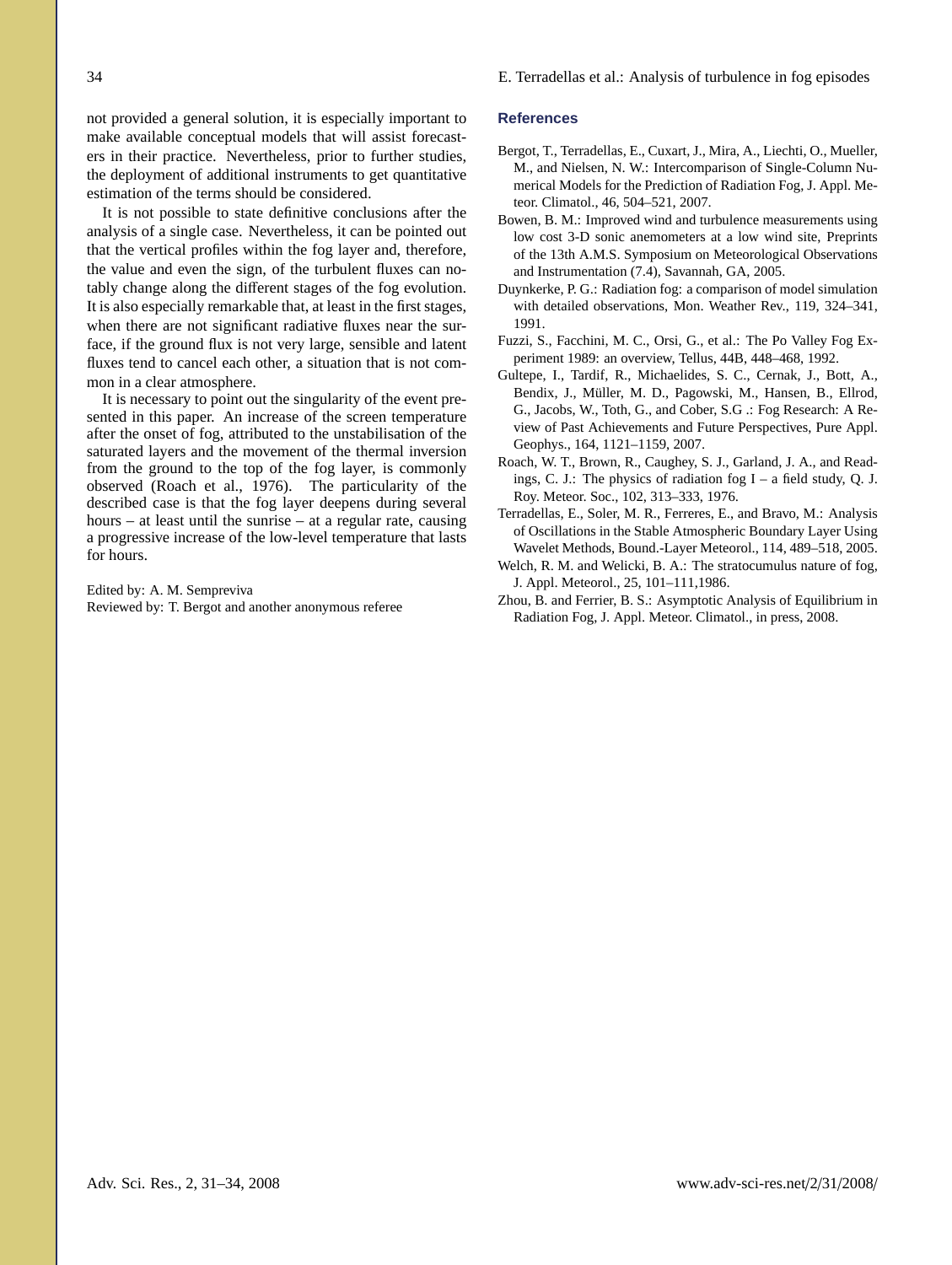not provided a general solution, it is especially important to make available conceptual models that will assist forecasters in their practice. Nevertheless, prior to further studies, the deployment of additional instruments to get quantitative estimation of the terms should be considered.

It is not possible to state definitive conclusions after the analysis of a single case. Nevertheless, it can be pointed out that the vertical profiles within the fog layer and, therefore, the value and even the sign, of the turbulent fluxes can notably change along the different stages of the fog evolution. It is also especially remarkable that, at least in the first stages, when there are not significant radiative fluxes near the surface, if the ground flux is not very large, sensible and latent fluxes tend to cancel each other, a situation that is not common in a clear atmosphere.

It is necessary to point out the singularity of the event presented in this paper. An increase of the screen temperature after the onset of fog, attributed to the unstabilisation of the saturated layers and the movement of the thermal inversion from the ground to the top of the fog layer, is commonly observed (Roach et al., 1976). The particularity of the described case is that the fog layer deepens during several hours – at least until the sunrise – at a regular rate, causing a progressive increase of the low-level temperature that lasts for hours.

Edited by: A. M. Sempreviva
Reviewed by: T. Bergot and another anonymous referee

## References

Bergot, T., Terradellas, E., Cuxart, J., Mira, A., Liechti, O., Mueller, M., and Nielsen, N. W.: Intercomparison of Single-Column Numerical Models for the Prediction of Radiation Fog, J. Appl. Meteor. Climatol., 46, 504–521, 2007.

Bowen, B. M.: Improved wind and turbulence measurements using low cost 3-D sonic anemometers at a low wind site, Preprints of the 13th A.M.S. Symposium on Meteorological Observations and Instrumentation (7.4), Savannah, GA, 2005.

Duynkerke, P. G.: Radiation fog: a comparison of model simulation with detailed observations, Mon. Weather Rev., 119, 324–341, 1991.

Fuzzi, S., Facchini, M. C., Orsi, G., et al.: The Po Valley Fog Experiment 1989: an overview, Tellus, 44B, 448–468, 1992.

Gultepe, I., Tardif, R., Michaelides, S. C., Cernak, J., Bott, A., Bendix, J., Müller, M. D., Pagowski, M., Hansen, B., Ellrod, G., Jacobs, W., Toth, G., and Cober, S.G .: Fog Research: A Review of Past Achievements and Future Perspectives, Pure Appl. Geophys., 164, 1121–1159, 2007.

Roach, W. T., Brown, R., Caughey, S. J., Garland, J. A., and Readings, C. J.: The physics of radiation fog I – a field study, Q. J. Roy. Meteor. Soc., 102, 313–333, 1976.

Terradellas, E., Soler, M. R., Ferreres, E., and Bravo, M.: Analysis of Oscillations in the Stable Atmospheric Boundary Layer Using Wavelet Methods, Bound.-Layer Meteorol., 114, 489–518, 2005.

Welch, R. M. and Welicki, B. A.: The stratocumulus nature of fog, J. Appl. Meteorol., 25, 101–111,1986.

Zhou, B. and Ferrier, B. S.: Asymptotic Analysis of Equilibrium in Radiation Fog, J. Appl. Meteor. Climatol., in press, 2008.